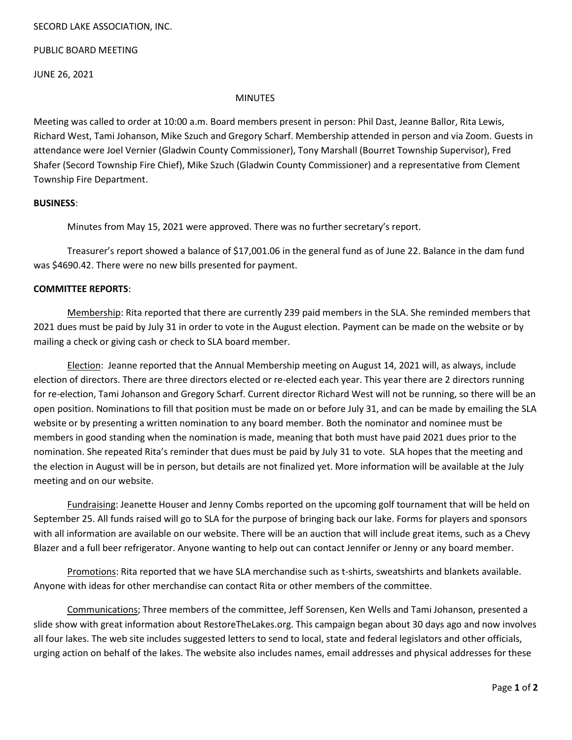SECORD LAKE ASSOCIATION, INC.

PUBLIC BOARD MEETING

JUNE 26, 2021

MINUTES

Meeting was called to order at 10:00 a.m. Board members present in person: Phil Dast, Jeanne Ballor, Rita Lewis, Richard West, Tami Johanson, Mike Szuch and Gregory Scharf. Membership attended in person and via Zoom. Guests in attendance were Joel Vernier (Gladwin County Commissioner), Tony Marshall (Bourret Township Supervisor), Fred Shafer (Secord Township Fire Chief), Mike Szuch (Gladwin County Commissioner) and a representative from Clement Township Fire Department.

**BUSINESS**:

Minutes from May 15, 2021 were approved. There was no further secretary's report.

Treasurer's report showed a balance of $17,001.06 in the general fund as of June 22. Balance in the dam fund was $4690.42. There were no new bills presented for payment.

**COMMITTEE REPORTS**:

Membership: Rita reported that there are currently 239 paid members in the SLA. She reminded members that 2021 dues must be paid by July 31 in order to vote in the August election. Payment can be made on the website or by mailing a check or giving cash or check to SLA board member.

Election: Jeanne reported that the Annual Membership meeting on August 14, 2021 will, as always, include election of directors. There are three directors elected or re-elected each year. This year there are 2 directors running for re-election, Tami Johanson and Gregory Scharf. Current director Richard West will not be running, so there will be an open position. Nominations to fill that position must be made on or before July 31, and can be made by emailing the SLA website or by presenting a written nomination to any board member. Both the nominator and nominee must be members in good standing when the nomination is made, meaning that both must have paid 2021 dues prior to the nomination. She repeated Rita's reminder that dues must be paid by July 31 to vote. SLA hopes that the meeting and the election in August will be in person, but details are not finalized yet. More information will be available at the July meeting and on our website.

Fundraising: Jeanette Houser and Jenny Combs reported on the upcoming golf tournament that will be held on September 25. All funds raised will go to SLA for the purpose of bringing back our lake. Forms for players and sponsors with all information are available on our website. There will be an auction that will include great items, such as a Chevy Blazer and a full beer refrigerator. Anyone wanting to help out can contact Jennifer or Jenny or any board member.

Promotions: Rita reported that we have SLA merchandise such as t-shirts, sweatshirts and blankets available. Anyone with ideas for other merchandise can contact Rita or other members of the committee.

Communications; Three members of the committee, Jeff Sorensen, Ken Wells and Tami Johanson, presented a slide show with great information about RestoreTheLakes.org. This campaign began about 30 days ago and now involves all four lakes. The web site includes suggested letters to send to local, state and federal legislators and other officials, urging action on behalf of the lakes. The website also includes names, email addresses and physical addresses for these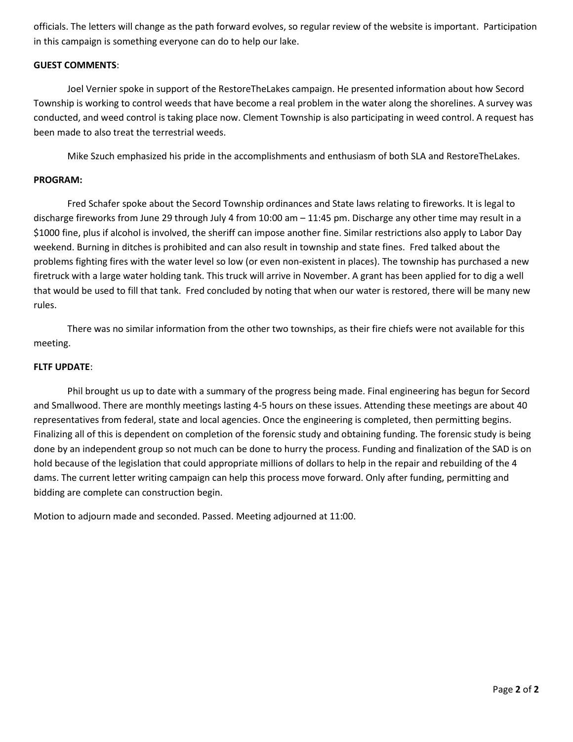officials. The letters will change as the path forward evolves, so regular review of the website is important. Participation in this campaign is something everyone can do to help our lake.

**GUEST COMMENTS**:

Joel Vernier spoke in support of the RestoreTheLakes campaign. He presented information about how Secord Township is working to control weeds that have become a real problem in the water along the shorelines. A survey was conducted, and weed control is taking place now. Clement Township is also participating in weed control. A request has been made to also treat the terrestrial weeds.

Mike Szuch emphasized his pride in the accomplishments and enthusiasm of both SLA and RestoreTheLakes.

**PROGRAM:**

Fred Schafer spoke about the Secord Township ordinances and State laws relating to fireworks. It is legal to discharge fireworks from June 29 through July 4 from 10:00 am – 11:45 pm. Discharge any other time may result in a $1000 fine, plus if alcohol is involved, the sheriff can impose another fine. Similar restrictions also apply to Labor Day weekend. Burning in ditches is prohibited and can also result in township and state fines. Fred talked about the problems fighting fires with the water level so low (or even non-existent in places). The township has purchased a new firetruck with a large water holding tank. This truck will arrive in November. A grant has been applied for to dig a well that would be used to fill that tank. Fred concluded by noting that when our water is restored, there will be many new rules.

There was no similar information from the other two townships, as their fire chiefs were not available for this meeting.

**FLTF UPDATE**:

Phil brought us up to date with a summary of the progress being made. Final engineering has begun for Secord and Smallwood. There are monthly meetings lasting 4-5 hours on these issues. Attending these meetings are about 40 representatives from federal, state and local agencies. Once the engineering is completed, then permitting begins. Finalizing all of this is dependent on completion of the forensic study and obtaining funding. The forensic study is being done by an independent group so not much can be done to hurry the process. Funding and finalization of the SAD is on hold because of the legislation that could appropriate millions of dollars to help in the repair and rebuilding of the 4 dams. The current letter writing campaign can help this process move forward. Only after funding, permitting and bidding are complete can construction begin.

Motion to adjourn made and seconded. Passed. Meeting adjourned at 11:00.